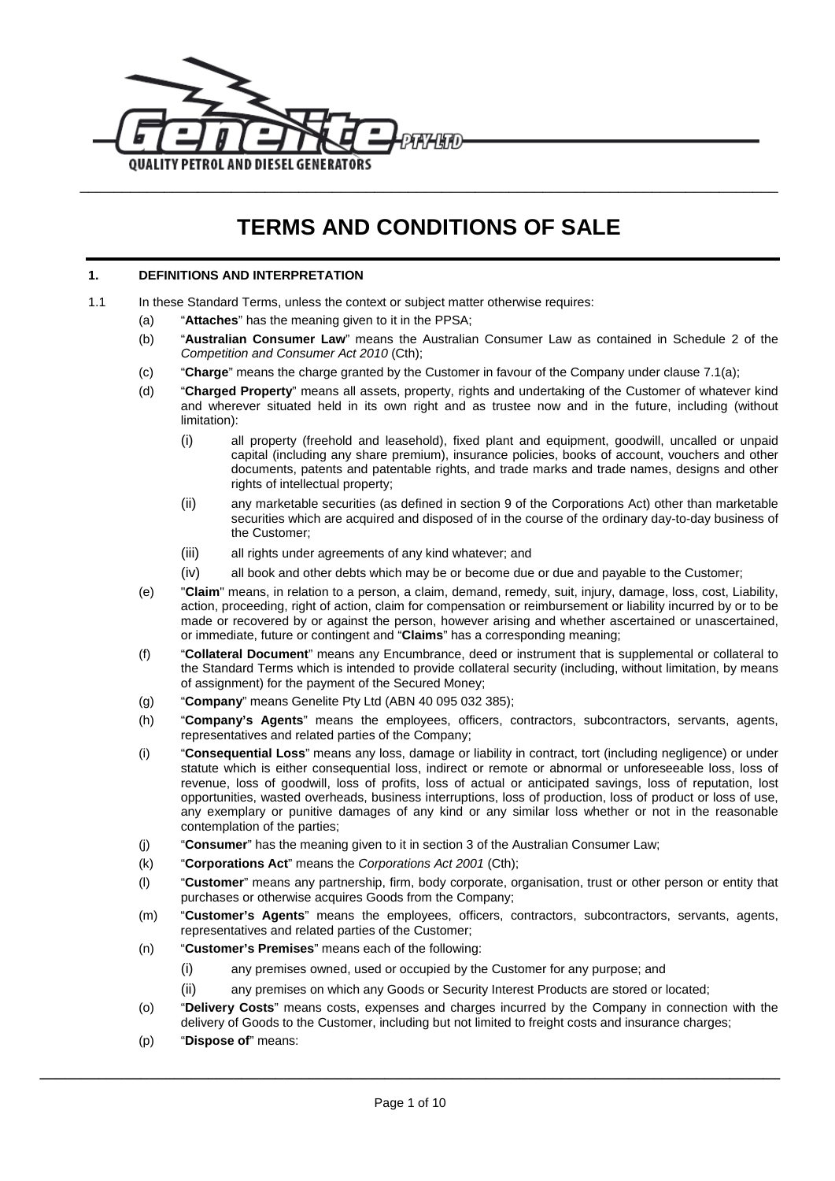Genelite PTY LTD
QUALITY PETROL AND DIESEL GENERATORS

# TERMS AND CONDITIONS OF SALE

## 1. DEFINITIONS AND INTERPRETATION

1.1 In these Standard Terms, unless the context or subject matter otherwise requires:

(a) "**Attaches**" has the meaning given to it in the PPSA;

(b) "**Australian Consumer Law**" means the Australian Consumer Law as contained in Schedule 2 of the *Competition and Consumer Act 2010* (Cth);

(c) "**Charge**" means the charge granted by the Customer in favour of the Company under clause 7.1(a);

(d) "**Charged Property**" means all assets, property, rights and undertaking of the Customer of whatever kind and wherever situated held in its own right and as trustee now and in the future, including (without limitation):

(i) all property (freehold and leasehold), fixed plant and equipment, goodwill, uncalled or unpaid capital (including any share premium), insurance policies, books of account, vouchers and other documents, patents and patentable rights, and trade marks and trade names, designs and other rights of intellectual property;

(ii) any marketable securities (as defined in section 9 of the Corporations Act) other than marketable securities which are acquired and disposed of in the course of the ordinary day-to-day business of the Customer;

(iii) all rights under agreements of any kind whatever; and

(iv) all book and other debts which may be or become due or due and payable to the Customer;

(e) "**Claim**" means, in relation to a person, a claim, demand, remedy, suit, injury, damage, loss, cost, Liability, action, proceeding, right of action, claim for compensation or reimbursement or liability incurred by or to be made or recovered by or against the person, however arising and whether ascertained or unascertained, or immediate, future or contingent and "**Claims**" has a corresponding meaning;

(f) "**Collateral Document**" means any Encumbrance, deed or instrument that is supplemental or collateral to the Standard Terms which is intended to provide collateral security (including, without limitation, by means of assignment) for the payment of the Secured Money;

(g) "**Company**" means Genelite Pty Ltd (ABN 40 095 032 385);

(h) "**Company's Agents**" means the employees, officers, contractors, subcontractors, servants, agents, representatives and related parties of the Company;

(i) "**Consequential Loss**" means any loss, damage or liability in contract, tort (including negligence) or under statute which is either consequential loss, indirect or remote or abnormal or unforeseeable loss, loss of revenue, loss of goodwill, loss of profits, loss of actual or anticipated savings, loss of reputation, lost opportunities, wasted overheads, business interruptions, loss of production, loss of product or loss of use, any exemplary or punitive damages of any kind or any similar loss whether or not in the reasonable contemplation of the parties;

(j) "**Consumer**" has the meaning given to it in section 3 of the Australian Consumer Law;

(k) "**Corporations Act**" means the *Corporations Act 2001* (Cth);

(l) "**Customer**" means any partnership, firm, body corporate, organisation, trust or other person or entity that purchases or otherwise acquires Goods from the Company;

(m) "**Customer's Agents**" means the employees, officers, contractors, subcontractors, servants, agents, representatives and related parties of the Customer;

(n) "**Customer's Premises**" means each of the following:

(i) any premises owned, used or occupied by the Customer for any purpose; and

(ii) any premises on which any Goods or Security Interest Products are stored or located;

(o) "**Delivery Costs**" means costs, expenses and charges incurred by the Company in connection with the delivery of Goods to the Customer, including but not limited to freight costs and insurance charges;

(p) "**Dispose of**" means: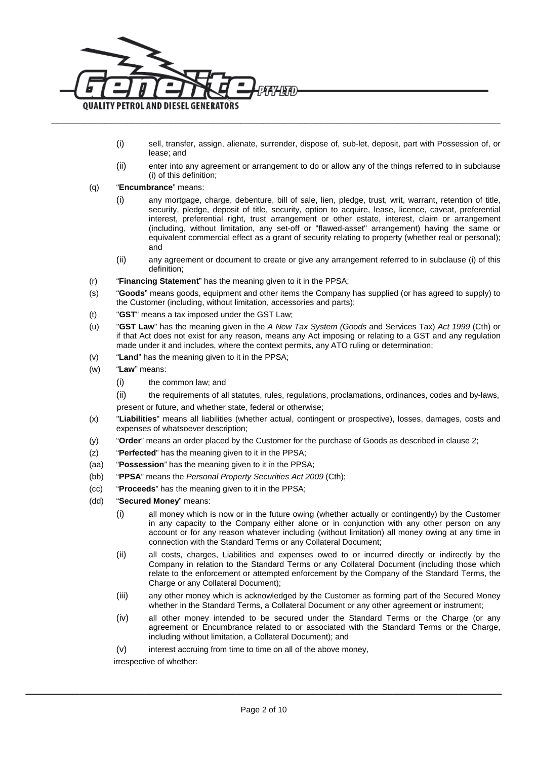(i) sell, transfer, assign, alienate, surrender, dispose of, sub-let, deposit, part with Possession of, or lease; and

(ii) enter into any agreement or arrangement to do or allow any of the things referred to in subclause (i) of this definition;

(q) "**Encumbrance**" means:

(i) any mortgage, charge, debenture, bill of sale, lien, pledge, trust, writ, warrant, retention of title, security, pledge, deposit of title, security, option to acquire, lease, licence, caveat, preferential interest, preferential right, trust arrangement or other estate, interest, claim or arrangement (including, without limitation, any set-off or "flawed-asset" arrangement) having the same or equivalent commercial effect as a grant of security relating to property (whether real or personal); and

(ii) any agreement or document to create or give any arrangement referred to in subclause (i) of this definition;

(r) "**Financing Statement**" has the meaning given to it in the PPSA;

(s) "**Goods**" means goods, equipment and other items the Company has supplied (or has agreed to supply) to the Customer (including, without limitation, accessories and parts);

(t) "**GST**" means a tax imposed under the GST Law;

(u) "**GST Law**" has the meaning given in the *A New Tax System (Goods* and Services Tax) *Act 1999* (Cth) or if that Act does not exist for any reason, means any Act imposing or relating to a GST and any regulation made under it and includes, where the context permits, any ATO ruling or determination;

(v) "**Land**" has the meaning given to it in the PPSA;

(w) "**Law**" means:

(i) the common law; and

(ii) the requirements of all statutes, rules, regulations, proclamations, ordinances, codes and by-laws,

present or future, and whether state, federal or otherwise;

(x) "**Liabilities**" means all liabilities (whether actual, contingent or prospective), losses, damages, costs and expenses of whatsoever description;

(y) "**Order**" means an order placed by the Customer for the purchase of Goods as described in clause 2;

(z) "**Perfected**" has the meaning given to it in the PPSA;

(aa) "**Possession**" has the meaning given to it in the PPSA;

(bb) "**PPSA**" means the *Personal Property Securities Act 2009* (Cth);

(cc) "**Proceeds**" has the meaning given to it in the PPSA;

(dd) "**Secured Money**" means:

(i) all money which is now or in the future owing (whether actually or contingently) by the Customer in any capacity to the Company either alone or in conjunction with any other person on any account or for any reason whatever including (without limitation) all money owing at any time in connection with the Standard Terms or any Collateral Document;

(ii) all costs, charges, Liabilities and expenses owed to or incurred directly or indirectly by the Company in relation to the Standard Terms or any Collateral Document (including those which relate to the enforcement or attempted enforcement by the Company of the Standard Terms, the Charge or any Collateral Document);

(iii) any other money which is acknowledged by the Customer as forming part of the Secured Money whether in the Standard Terms, a Collateral Document or any other agreement or instrument;

(iv) all other money intended to be secured under the Standard Terms or the Charge (or any agreement or Encumbrance related to or associated with the Standard Terms or the Charge, including without limitation, a Collateral Document); and

(v) interest accruing from time to time on all of the above money,

irrespective of whether: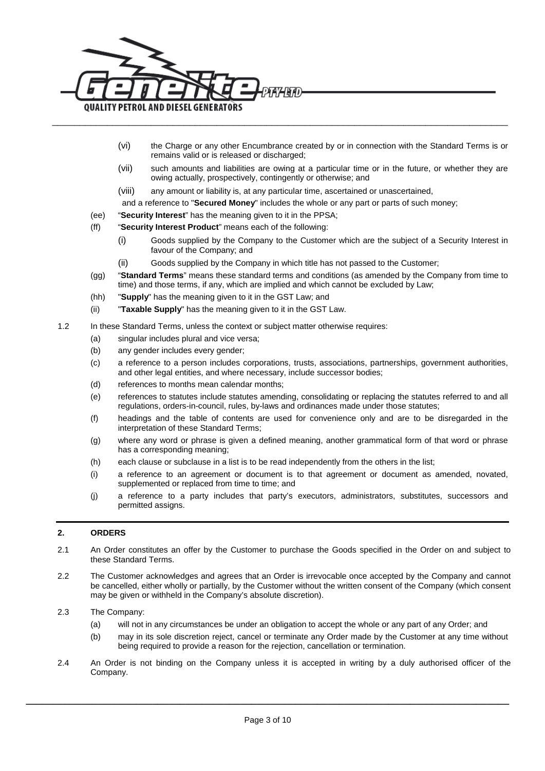(vi) the Charge or any other Encumbrance created by or in connection with the Standard Terms is or remains valid or is released or discharged;

(vii) such amounts and liabilities are owing at a particular time or in the future, or whether they are owing actually, prospectively, contingently or otherwise; and

(viii) any amount or liability is, at any particular time, ascertained or unascertained,

and a reference to "**Secured Money**" includes the whole or any part or parts of such money;

(ee) "**Security Interest**" has the meaning given to it in the PPSA;

(ff) "**Security Interest Product**" means each of the following:

(i) Goods supplied by the Company to the Customer which are the subject of a Security Interest in favour of the Company; and

(ii) Goods supplied by the Company in which title has not passed to the Customer;

(gg) "**Standard Terms**" means these standard terms and conditions (as amended by the Company from time to time) and those terms, if any, which are implied and which cannot be excluded by Law;

(hh) "**Supply**" has the meaning given to it in the GST Law; and

(ii) "**Taxable Supply**" has the meaning given to it in the GST Law.

1.2 In these Standard Terms, unless the context or subject matter otherwise requires:

(a) singular includes plural and vice versa;

(b) any gender includes every gender;

(c) a reference to a person includes corporations, trusts, associations, partnerships, government authorities, and other legal entities, and where necessary, include successor bodies;

(d) references to months mean calendar months;

(e) references to statutes include statutes amending, consolidating or replacing the statutes referred to and all regulations, orders-in-council, rules, by-laws and ordinances made under those statutes;

(f) headings and the table of contents are used for convenience only and are to be disregarded in the interpretation of these Standard Terms;

(g) where any word or phrase is given a defined meaning, another grammatical form of that word or phrase has a corresponding meaning;

(h) each clause or subclause in a list is to be read independently from the others in the list;

(i) a reference to an agreement or document is to that agreement or document as amended, novated, supplemented or replaced from time to time; and

(j) a reference to a party includes that party's executors, administrators, substitutes, successors and permitted assigns.

## 2. ORDERS

2.1 An Order constitutes an offer by the Customer to purchase the Goods specified in the Order on and subject to these Standard Terms.

2.2 The Customer acknowledges and agrees that an Order is irrevocable once accepted by the Company and cannot be cancelled, either wholly or partially, by the Customer without the written consent of the Company (which consent may be given or withheld in the Company's absolute discretion).

2.3 The Company:

(a) will not in any circumstances be under an obligation to accept the whole or any part of any Order; and

(b) may in its sole discretion reject, cancel or terminate any Order made by the Customer at any time without being required to provide a reason for the rejection, cancellation or termination.

2.4 An Order is not binding on the Company unless it is accepted in writing by a duly authorised officer of the Company.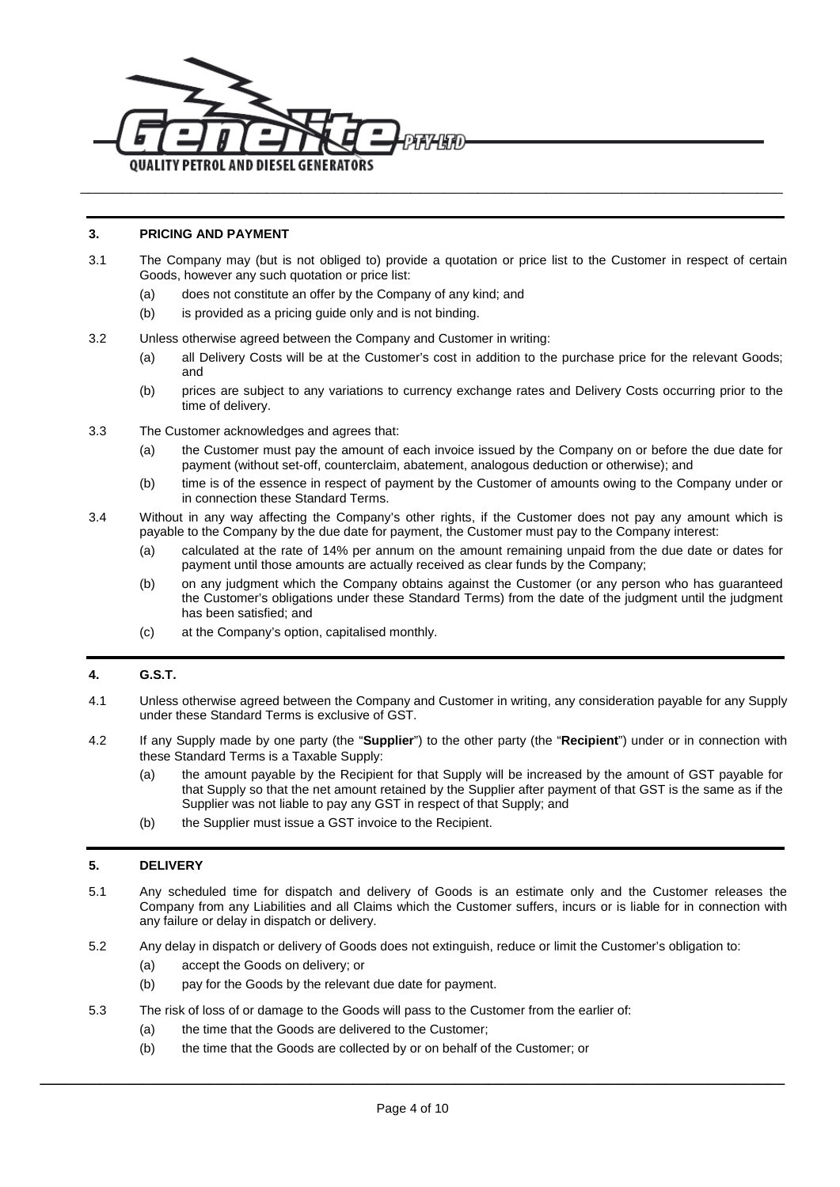## 3. PRICING AND PAYMENT

3.1 The Company may (but is not obliged to) provide a quotation or price list to the Customer in respect of certain Goods, however any such quotation or price list:

(a) does not constitute an offer by the Company of any kind; and

(b) is provided as a pricing guide only and is not binding.

3.2 Unless otherwise agreed between the Company and Customer in writing:

(a) all Delivery Costs will be at the Customer's cost in addition to the purchase price for the relevant Goods; and

(b) prices are subject to any variations to currency exchange rates and Delivery Costs occurring prior to the time of delivery.

3.3 The Customer acknowledges and agrees that:

(a) the Customer must pay the amount of each invoice issued by the Company on or before the due date for payment (without set-off, counterclaim, abatement, analogous deduction or otherwise); and

(b) time is of the essence in respect of payment by the Customer of amounts owing to the Company under or in connection these Standard Terms.

3.4 Without in any way affecting the Company's other rights, if the Customer does not pay any amount which is payable to the Company by the due date for payment, the Customer must pay to the Company interest:

(a) calculated at the rate of 14% per annum on the amount remaining unpaid from the due date or dates for payment until those amounts are actually received as clear funds by the Company;

(b) on any judgment which the Company obtains against the Customer (or any person who has guaranteed the Customer's obligations under these Standard Terms) from the date of the judgment until the judgment has been satisfied; and

(c) at the Company's option, capitalised monthly.

## 4. G.S.T.

4.1 Unless otherwise agreed between the Company and Customer in writing, any consideration payable for any Supply under these Standard Terms is exclusive of GST.

4.2 If any Supply made by one party (the "**Supplier**") to the other party (the "**Recipient**") under or in connection with these Standard Terms is a Taxable Supply:

(a) the amount payable by the Recipient for that Supply will be increased by the amount of GST payable for that Supply so that the net amount retained by the Supplier after payment of that GST is the same as if the Supplier was not liable to pay any GST in respect of that Supply; and

(b) the Supplier must issue a GST invoice to the Recipient.

## 5. DELIVERY

5.1 Any scheduled time for dispatch and delivery of Goods is an estimate only and the Customer releases the Company from any Liabilities and all Claims which the Customer suffers, incurs or is liable for in connection with any failure or delay in dispatch or delivery.

5.2 Any delay in dispatch or delivery of Goods does not extinguish, reduce or limit the Customer's obligation to:

(a) accept the Goods on delivery; or

(b) pay for the Goods by the relevant due date for payment.

5.3 The risk of loss of or damage to the Goods will pass to the Customer from the earlier of:

(a) the time that the Goods are delivered to the Customer;

(b) the time that the Goods are collected by or on behalf of the Customer; or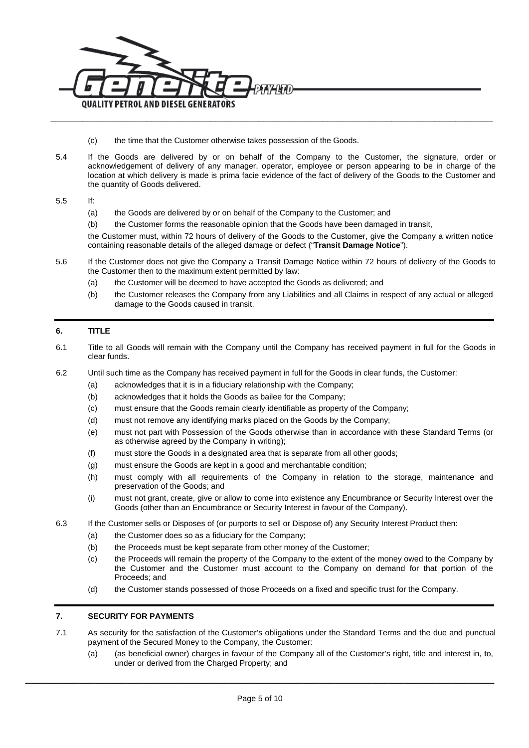(c) the time that the Customer otherwise takes possession of the Goods.

5.4 If the Goods are delivered by or on behalf of the Company to the Customer, the signature, order or acknowledgement of delivery of any manager, operator, employee or person appearing to be in charge of the location at which delivery is made is prima facie evidence of the fact of delivery of the Goods to the Customer and the quantity of Goods delivered.

5.5 If:

(a) the Goods are delivered by or on behalf of the Company to the Customer; and

(b) the Customer forms the reasonable opinion that the Goods have been damaged in transit,

the Customer must, within 72 hours of delivery of the Goods to the Customer, give the Company a written notice containing reasonable details of the alleged damage or defect ("**Transit Damage Notice**").

5.6 If the Customer does not give the Company a Transit Damage Notice within 72 hours of delivery of the Goods to the Customer then to the maximum extent permitted by law:

(a) the Customer will be deemed to have accepted the Goods as delivered; and

(b) the Customer releases the Company from any Liabilities and all Claims in respect of any actual or alleged damage to the Goods caused in transit.

## 6. TITLE

6.1 Title to all Goods will remain with the Company until the Company has received payment in full for the Goods in clear funds.

6.2 Until such time as the Company has received payment in full for the Goods in clear funds, the Customer:

(a) acknowledges that it is in a fiduciary relationship with the Company;

(b) acknowledges that it holds the Goods as bailee for the Company;

(c) must ensure that the Goods remain clearly identifiable as property of the Company;

(d) must not remove any identifying marks placed on the Goods by the Company;

(e) must not part with Possession of the Goods otherwise than in accordance with these Standard Terms (or as otherwise agreed by the Company in writing);

(f) must store the Goods in a designated area that is separate from all other goods;

(g) must ensure the Goods are kept in a good and merchantable condition;

(h) must comply with all requirements of the Company in relation to the storage, maintenance and preservation of the Goods; and

(i) must not grant, create, give or allow to come into existence any Encumbrance or Security Interest over the Goods (other than an Encumbrance or Security Interest in favour of the Company).

6.3 If the Customer sells or Disposes of (or purports to sell or Dispose of) any Security Interest Product then:

(a) the Customer does so as a fiduciary for the Company;

(b) the Proceeds must be kept separate from other money of the Customer;

(c) the Proceeds will remain the property of the Company to the extent of the money owed to the Company by the Customer and the Customer must account to the Company on demand for that portion of the Proceeds; and

(d) the Customer stands possessed of those Proceeds on a fixed and specific trust for the Company.

## 7. SECURITY FOR PAYMENTS

7.1 As security for the satisfaction of the Customer's obligations under the Standard Terms and the due and punctual payment of the Secured Money to the Company, the Customer:

(a) (as beneficial owner) charges in favour of the Company all of the Customer's right, title and interest in, to, under or derived from the Charged Property; and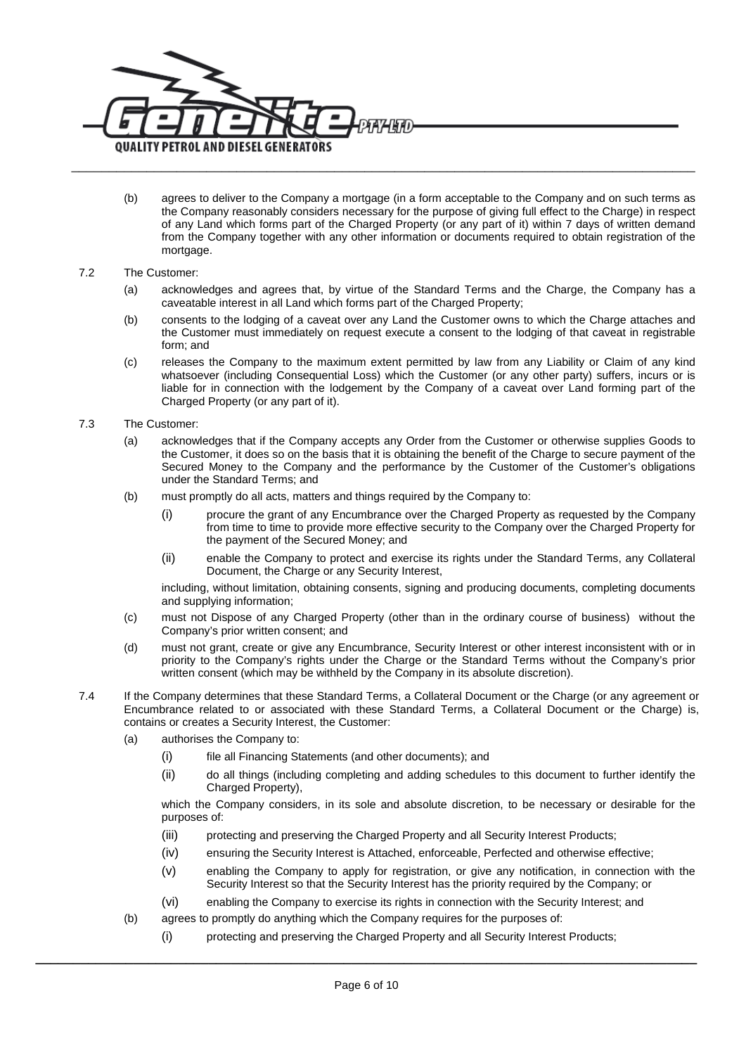(b) agrees to deliver to the Company a mortgage (in a form acceptable to the Company and on such terms as the Company reasonably considers necessary for the purpose of giving full effect to the Charge) in respect of any Land which forms part of the Charged Property (or any part of it) within 7 days of written demand from the Company together with any other information or documents required to obtain registration of the mortgage.

7.2 The Customer:

(a) acknowledges and agrees that, by virtue of the Standard Terms and the Charge, the Company has a caveatable interest in all Land which forms part of the Charged Property;

(b) consents to the lodging of a caveat over any Land the Customer owns to which the Charge attaches and the Customer must immediately on request execute a consent to the lodging of that caveat in registrable form; and

(c) releases the Company to the maximum extent permitted by law from any Liability or Claim of any kind whatsoever (including Consequential Loss) which the Customer (or any other party) suffers, incurs or is liable for in connection with the lodgement by the Company of a caveat over Land forming part of the Charged Property (or any part of it).

7.3 The Customer:

(a) acknowledges that if the Company accepts any Order from the Customer or otherwise supplies Goods to the Customer, it does so on the basis that it is obtaining the benefit of the Charge to secure payment of the Secured Money to the Company and the performance by the Customer of the Customer's obligations under the Standard Terms; and

(b) must promptly do all acts, matters and things required by the Company to:

(i) procure the grant of any Encumbrance over the Charged Property as requested by the Company from time to time to provide more effective security to the Company over the Charged Property for the payment of the Secured Money; and

(ii) enable the Company to protect and exercise its rights under the Standard Terms, any Collateral Document, the Charge or any Security Interest,

including, without limitation, obtaining consents, signing and producing documents, completing documents and supplying information;

(c) must not Dispose of any Charged Property (other than in the ordinary course of business) without the Company's prior written consent; and

(d) must not grant, create or give any Encumbrance, Security Interest or other interest inconsistent with or in priority to the Company's rights under the Charge or the Standard Terms without the Company's prior written consent (which may be withheld by the Company in its absolute discretion).

7.4 If the Company determines that these Standard Terms, a Collateral Document or the Charge (or any agreement or Encumbrance related to or associated with these Standard Terms, a Collateral Document or the Charge) is, contains or creates a Security Interest, the Customer:

(a) authorises the Company to:

(i) file all Financing Statements (and other documents); and

(ii) do all things (including completing and adding schedules to this document to further identify the Charged Property),

which the Company considers, in its sole and absolute discretion, to be necessary or desirable for the purposes of:

(iii) protecting and preserving the Charged Property and all Security Interest Products;

(iv) ensuring the Security Interest is Attached, enforceable, Perfected and otherwise effective;

(v) enabling the Company to apply for registration, or give any notification, in connection with the Security Interest so that the Security Interest has the priority required by the Company; or

(vi) enabling the Company to exercise its rights in connection with the Security Interest; and

(b) agrees to promptly do anything which the Company requires for the purposes of:

(i) protecting and preserving the Charged Property and all Security Interest Products;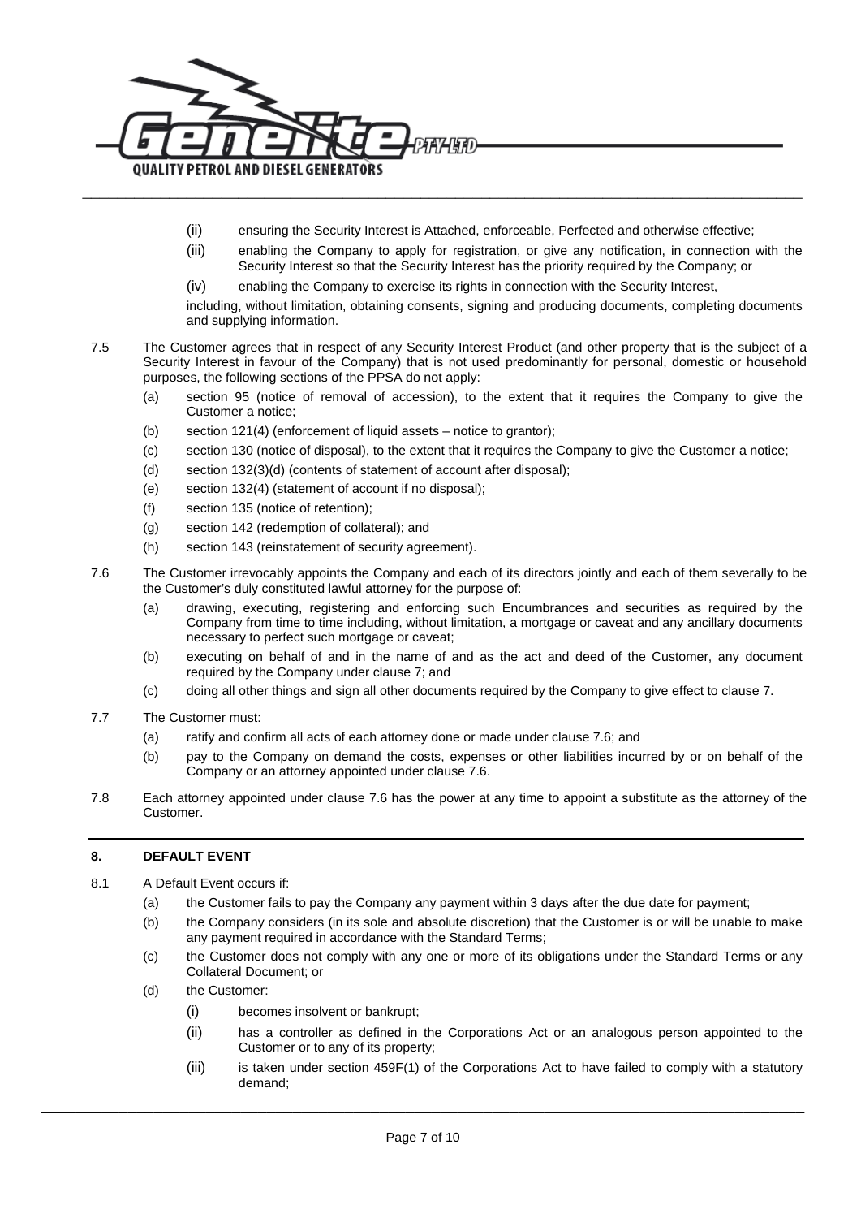(ii) ensuring the Security Interest is Attached, enforceable, Perfected and otherwise effective;

(iii) enabling the Company to apply for registration, or give any notification, in connection with the Security Interest so that the Security Interest has the priority required by the Company; or

(iv) enabling the Company to exercise its rights in connection with the Security Interest,

including, without limitation, obtaining consents, signing and producing documents, completing documents and supplying information.

7.5 The Customer agrees that in respect of any Security Interest Product (and other property that is the subject of a Security Interest in favour of the Company) that is not used predominantly for personal, domestic or household purposes, the following sections of the PPSA do not apply:

(a) section 95 (notice of removal of accession), to the extent that it requires the Company to give the Customer a notice;

(b) section 121(4) (enforcement of liquid assets – notice to grantor);

(c) section 130 (notice of disposal), to the extent that it requires the Company to give the Customer a notice;

(d) section 132(3)(d) (contents of statement of account after disposal);

(e) section 132(4) (statement of account if no disposal);

(f) section 135 (notice of retention);

(g) section 142 (redemption of collateral); and

(h) section 143 (reinstatement of security agreement).

7.6 The Customer irrevocably appoints the Company and each of its directors jointly and each of them severally to be the Customer's duly constituted lawful attorney for the purpose of:

(a) drawing, executing, registering and enforcing such Encumbrances and securities as required by the Company from time to time including, without limitation, a mortgage or caveat and any ancillary documents necessary to perfect such mortgage or caveat;

(b) executing on behalf of and in the name of and as the act and deed of the Customer, any document required by the Company under clause 7; and

(c) doing all other things and sign all other documents required by the Company to give effect to clause 7.

7.7 The Customer must:

(a) ratify and confirm all acts of each attorney done or made under clause 7.6; and

(b) pay to the Company on demand the costs, expenses or other liabilities incurred by or on behalf of the Company or an attorney appointed under clause 7.6.

7.8 Each attorney appointed under clause 7.6 has the power at any time to appoint a substitute as the attorney of the Customer.

## 8. DEFAULT EVENT

8.1 A Default Event occurs if:

(a) the Customer fails to pay the Company any payment within 3 days after the due date for payment;

(b) the Company considers (in its sole and absolute discretion) that the Customer is or will be unable to make any payment required in accordance with the Standard Terms;

(c) the Customer does not comply with any one or more of its obligations under the Standard Terms or any Collateral Document; or

(d) the Customer:

(i) becomes insolvent or bankrupt;

(ii) has a controller as defined in the Corporations Act or an analogous person appointed to the Customer or to any of its property;

(iii) is taken under section 459F(1) of the Corporations Act to have failed to comply with a statutory demand;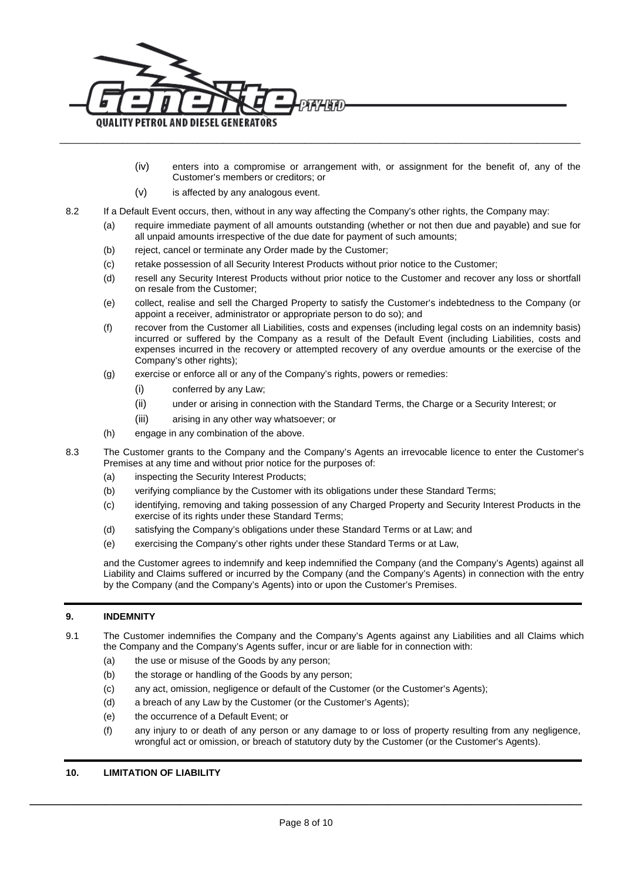(iv) enters into a compromise or arrangement with, or assignment for the benefit of, any of the Customer's members or creditors; or

(v) is affected by any analogous event.

8.2 If a Default Event occurs, then, without in any way affecting the Company's other rights, the Company may:

(a) require immediate payment of all amounts outstanding (whether or not then due and payable) and sue for all unpaid amounts irrespective of the due date for payment of such amounts;

(b) reject, cancel or terminate any Order made by the Customer;

(c) retake possession of all Security Interest Products without prior notice to the Customer;

(d) resell any Security Interest Products without prior notice to the Customer and recover any loss or shortfall on resale from the Customer;

(e) collect, realise and sell the Charged Property to satisfy the Customer's indebtedness to the Company (or appoint a receiver, administrator or appropriate person to do so); and

(f) recover from the Customer all Liabilities, costs and expenses (including legal costs on an indemnity basis) incurred or suffered by the Company as a result of the Default Event (including Liabilities, costs and expenses incurred in the recovery or attempted recovery of any overdue amounts or the exercise of the Company's other rights);

(g) exercise or enforce all or any of the Company's rights, powers or remedies:

(i) conferred by any Law;

(ii) under or arising in connection with the Standard Terms, the Charge or a Security Interest; or

(iii) arising in any other way whatsoever; or

(h) engage in any combination of the above.

8.3 The Customer grants to the Company and the Company's Agents an irrevocable licence to enter the Customer's Premises at any time and without prior notice for the purposes of:

(a) inspecting the Security Interest Products;

(b) verifying compliance by the Customer with its obligations under these Standard Terms;

(c) identifying, removing and taking possession of any Charged Property and Security Interest Products in the exercise of its rights under these Standard Terms;

(d) satisfying the Company's obligations under these Standard Terms or at Law; and

(e) exercising the Company's other rights under these Standard Terms or at Law,

and the Customer agrees to indemnify and keep indemnified the Company (and the Company's Agents) against all Liability and Claims suffered or incurred by the Company (and the Company's Agents) in connection with the entry by the Company (and the Company's Agents) into or upon the Customer's Premises.

## 9. INDEMNITY

9.1 The Customer indemnifies the Company and the Company's Agents against any Liabilities and all Claims which the Company and the Company's Agents suffer, incur or are liable for in connection with:

(a) the use or misuse of the Goods by any person;

(b) the storage or handling of the Goods by any person;

(c) any act, omission, negligence or default of the Customer (or the Customer's Agents);

(d) a breach of any Law by the Customer (or the Customer's Agents);

(e) the occurrence of a Default Event; or

(f) any injury to or death of any person or any damage to or loss of property resulting from any negligence, wrongful act or omission, or breach of statutory duty by the Customer (or the Customer's Agents).

## 10. LIMITATION OF LIABILITY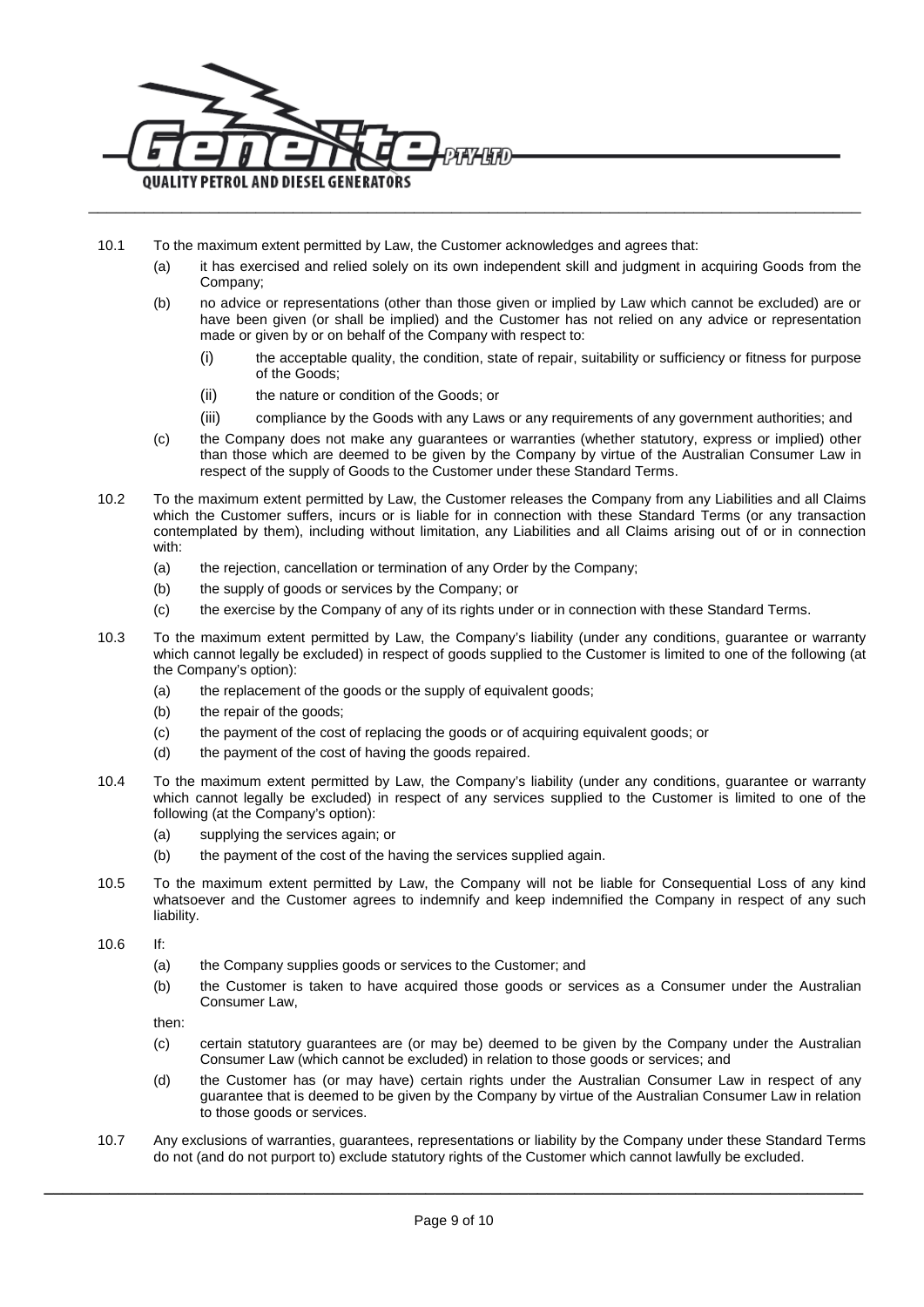10.1 To the maximum extent permitted by Law, the Customer acknowledges and agrees that:

(a) it has exercised and relied solely on its own independent skill and judgment in acquiring Goods from the Company;

(b) no advice or representations (other than those given or implied by Law which cannot be excluded) are or have been given (or shall be implied) and the Customer has not relied on any advice or representation made or given by or on behalf of the Company with respect to:

(i) the acceptable quality, the condition, state of repair, suitability or sufficiency or fitness for purpose of the Goods;

(ii) the nature or condition of the Goods; or

(iii) compliance by the Goods with any Laws or any requirements of any government authorities; and

(c) the Company does not make any guarantees or warranties (whether statutory, express or implied) other than those which are deemed to be given by the Company by virtue of the Australian Consumer Law in respect of the supply of Goods to the Customer under these Standard Terms.

10.2 To the maximum extent permitted by Law, the Customer releases the Company from any Liabilities and all Claims which the Customer suffers, incurs or is liable for in connection with these Standard Terms (or any transaction contemplated by them), including without limitation, any Liabilities and all Claims arising out of or in connection with:

(a) the rejection, cancellation or termination of any Order by the Company;

(b) the supply of goods or services by the Company; or

(c) the exercise by the Company of any of its rights under or in connection with these Standard Terms.

10.3 To the maximum extent permitted by Law, the Company's liability (under any conditions, guarantee or warranty which cannot legally be excluded) in respect of goods supplied to the Customer is limited to one of the following (at the Company's option):

(a) the replacement of the goods or the supply of equivalent goods;

(b) the repair of the goods;

(c) the payment of the cost of replacing the goods or of acquiring equivalent goods; or

(d) the payment of the cost of having the goods repaired.

10.4 To the maximum extent permitted by Law, the Company's liability (under any conditions, guarantee or warranty which cannot legally be excluded) in respect of any services supplied to the Customer is limited to one of the following (at the Company's option):

(a) supplying the services again; or

(b) the payment of the cost of the having the services supplied again.

10.5 To the maximum extent permitted by Law, the Company will not be liable for Consequential Loss of any kind whatsoever and the Customer agrees to indemnify and keep indemnified the Company in respect of any such liability.

10.6 If:

(a) the Company supplies goods or services to the Customer; and

(b) the Customer is taken to have acquired those goods or services as a Consumer under the Australian Consumer Law,

then:

(c) certain statutory guarantees are (or may be) deemed to be given by the Company under the Australian Consumer Law (which cannot be excluded) in relation to those goods or services; and

(d) the Customer has (or may have) certain rights under the Australian Consumer Law in respect of any guarantee that is deemed to be given by the Company by virtue of the Australian Consumer Law in relation to those goods or services.

10.7 Any exclusions of warranties, guarantees, representations or liability by the Company under these Standard Terms do not (and do not purport to) exclude statutory rights of the Customer which cannot lawfully be excluded.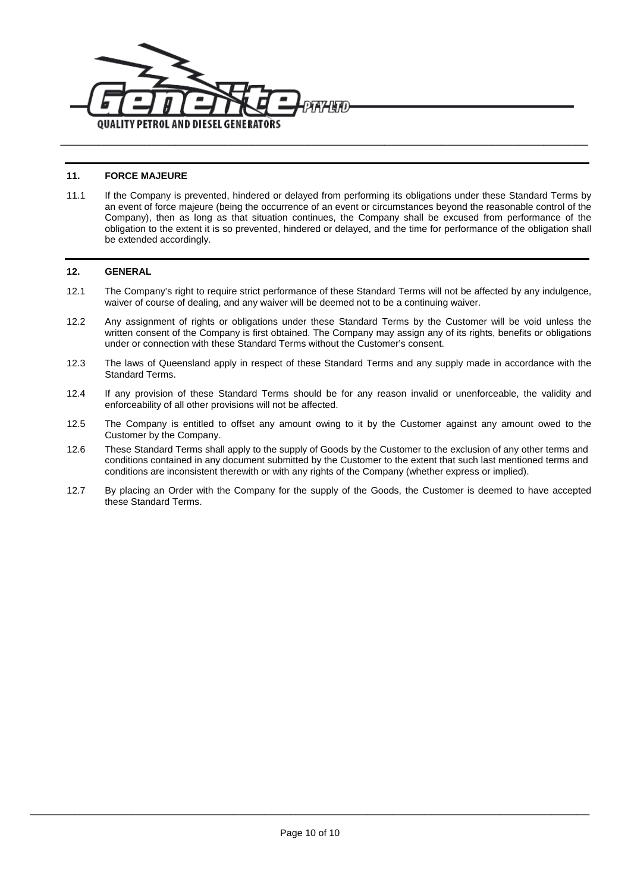## 11. FORCE MAJEURE

11.1 If the Company is prevented, hindered or delayed from performing its obligations under these Standard Terms by an event of force majeure (being the occurrence of an event or circumstances beyond the reasonable control of the Company), then as long as that situation continues, the Company shall be excused from performance of the obligation to the extent it is so prevented, hindered or delayed, and the time for performance of the obligation shall be extended accordingly.

## 12. GENERAL

12.1 The Company's right to require strict performance of these Standard Terms will not be affected by any indulgence, waiver of course of dealing, and any waiver will be deemed not to be a continuing waiver.

12.2 Any assignment of rights or obligations under these Standard Terms by the Customer will be void unless the written consent of the Company is first obtained. The Company may assign any of its rights, benefits or obligations under or connection with these Standard Terms without the Customer's consent.

12.3 The laws of Queensland apply in respect of these Standard Terms and any supply made in accordance with the Standard Terms.

12.4 If any provision of these Standard Terms should be for any reason invalid or unenforceable, the validity and enforceability of all other provisions will not be affected.

12.5 The Company is entitled to offset any amount owing to it by the Customer against any amount owed to the Customer by the Company.

12.6 These Standard Terms shall apply to the supply of Goods by the Customer to the exclusion of any other terms and conditions contained in any document submitted by the Customer to the extent that such last mentioned terms and conditions are inconsistent therewith or with any rights of the Company (whether express or implied).

12.7 By placing an Order with the Company for the supply of the Goods, the Customer is deemed to have accepted these Standard Terms.